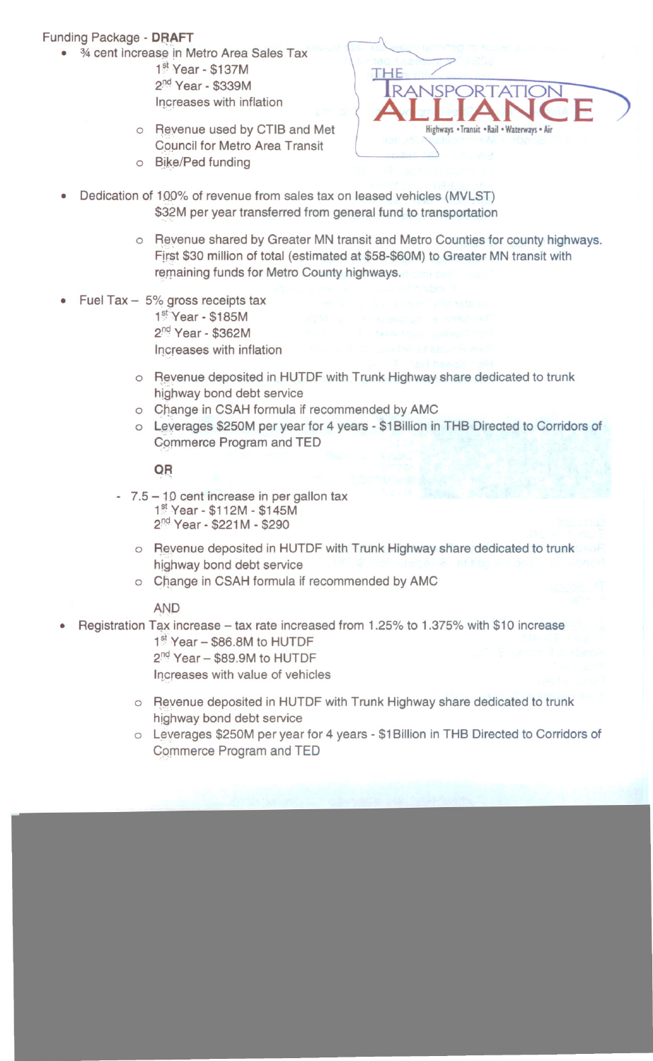Funding Package - **DRAFT**

- ¾ cent increase in Metro Area Sales Tax
  - 1st Year - $137M
  - 2nd Year - $339M
  - Increases with inflation
  - Revenue used by CTIB and Met Council for Metro Area Transit
  - Bike/Ped funding

THE TRANSPORTATION ALLIANCE
Highways • Transit • Rail • Waterways • Air

- Dedication of 100% of revenue from sales tax on leased vehicles (MVLST)
  - $32M per year transferred from general fund to transportation
  - Revenue shared by Greater MN transit and Metro Counties for county highways. First $30 million of total (estimated at $58-$60M) to Greater MN transit with remaining funds for Metro County highways.

- Fuel Tax – 5% gross receipts tax
  - 1st Year - $185M
  - 2nd Year - $362M
  - Increases with inflation
  - Revenue deposited in HUTDF with Trunk Highway share dedicated to trunk highway bond debt service
  - Change in CSAH formula if recommended by AMC
  - Leverages $250M per year for 4 years - $1Billion in THB Directed to Corridors of Commerce Program and TED

  **OR**

- 7.5 – 10 cent increase in per gallon tax
  - 1st Year - $112M - $145M
  - 2nd Year - $221M - $290
  - Revenue deposited in HUTDF with Trunk Highway share dedicated to trunk highway bond debt service
  - Change in CSAH formula if recommended by AMC

  AND

- Registration Tax increase – tax rate increased from 1.25% to 1.375% with $10 increase
  - 1st Year – $86.8M to HUTDF
  - 2nd Year – $89.9M to HUTDF
  - Increases with value of vehicles
  - Revenue deposited in HUTDF with Trunk Highway share dedicated to trunk highway bond debt service
  - Leverages $250M per year for 4 years - $1Billion in THB Directed to Corridors of Commerce Program and TED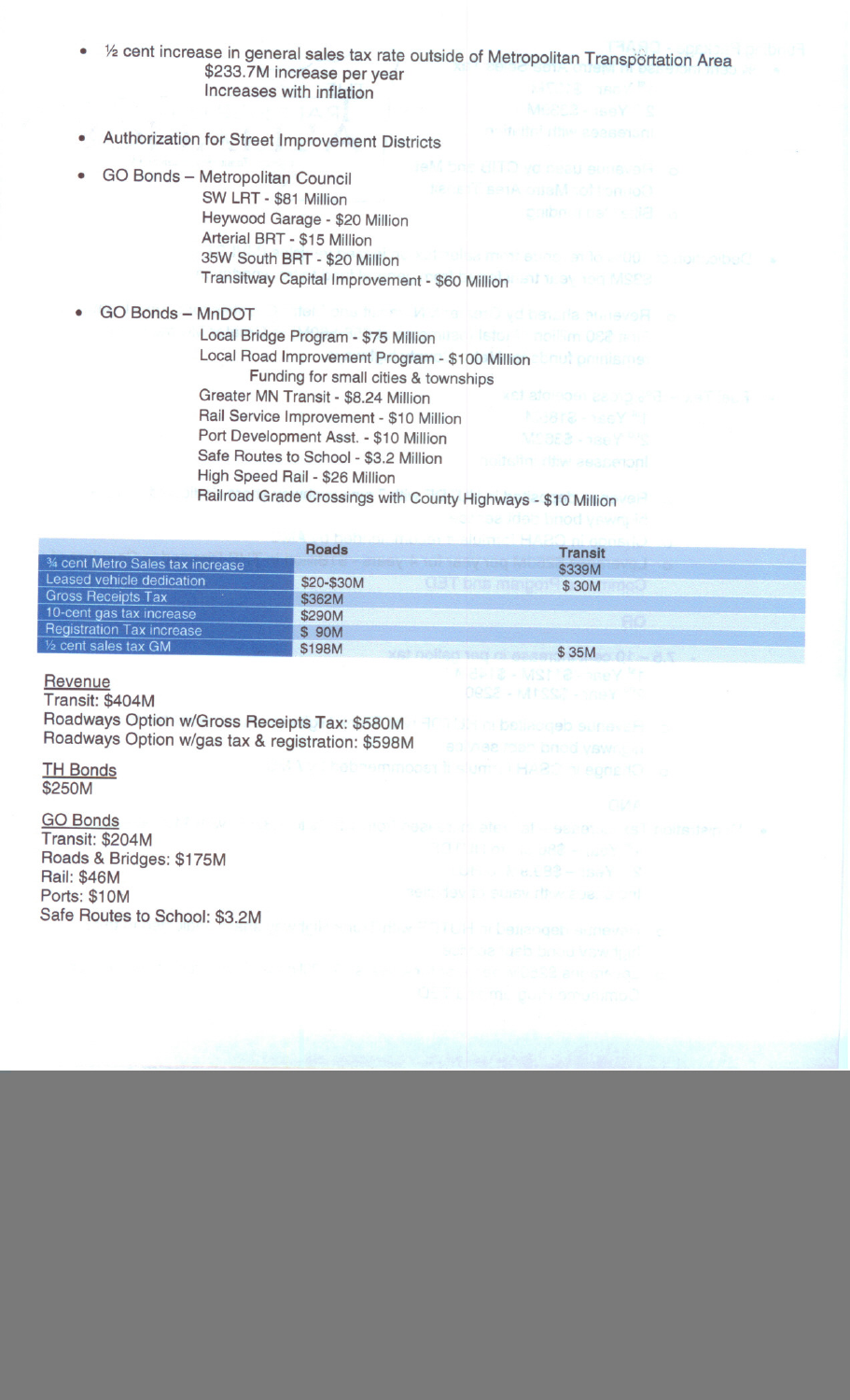- ½ cent increase in general sales tax rate outside of Metropolitan Transportation Area
  - $233.7M increase per year
  - Increases with inflation
- Authorization for Street Improvement Districts
- GO Bonds – Metropolitan Council
  - SW LRT - $81 Million
  - Heywood Garage - $20 Million
  - Arterial BRT - $15 Million
  - 35W South BRT - $20 Million
  - Transitway Capital Improvement - $60 Million
- GO Bonds – MnDOT
  - Local Bridge Program - $75 Million
  - Local Road Improvement Program - $100 Million
    - Funding for small cities & townships
  - Greater MN Transit - $8.24 Million
  - Rail Service Improvement - $10 Million
  - Port Development Asst. - $10 Million
  - Safe Routes to School - $3.2 Million
  - High Speed Rail - $26 Million
  - Railroad Grade Crossings with County Highways - $10 Million

| | Roads | Transit |
|---|---|---|
| ¾ cent Metro Sales tax increase | | $339M |
| Leased vehicle dedication | $20-$30M | $ 30M |
| Gross Receipts Tax | $362M | |
| 10-cent gas tax increase | $290M | |
| Registration Tax increase | $ 90M | |
| ½ cent sales tax GM | $198M | $ 35M |

**Revenue**
Transit: $404M
Roadways Option w/Gross Receipts Tax: $580M
Roadways Option w/gas tax & registration: $598M

**TH Bonds**
$250M

**GO Bonds**
Transit: $204M
Roads & Bridges: $175M
Rail: $46M
Ports: $10M
Safe Routes to School: $3.2M